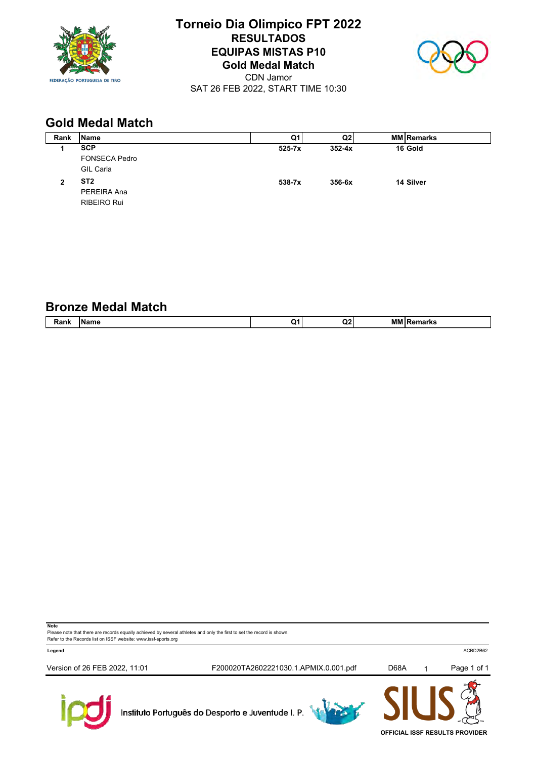# Torneio Dia Olimpico FPT 2022

**RESULTADOS**

**EQUIPAS MISTAS P10**

**Gold Medal Match**

CDN Jamor

SAT 26 FEB 2022, START TIME 10:30

## Gold Medal Match

| Rank | Name | Q1 | Q2 | MM | Remarks |
|---|---|---|---|---|---|
| 1 | **SCP**<br>FONSECA Pedro<br>GIL Carla | 525-7x | 352-4x | 16 | Gold |
| 2 | **ST2**<br>PEREIRA Ana<br>RIBEIRO Rui | 538-7x | 356-6x | 14 | Silver |

## Bronze Medal Match

| Rank | Name | Q1 | Q2 | MM | Remarks |
|---|---|---|---|---|---|

**Note**

Please note that there are records equally achieved by several athletes and only the first to set the record is shown.
Refer to the Records list on ISSF website: www.issf-sports.org

**Legend**

ACBD2B62

Version of 26 FEB 2022, 11:01 F200020TA2602221030.1.APMIX.0.001.pdf D68A 1

Instituto Português do Desporto e Juventude I. P.

OFFICIAL ISSF RESULTS PROVIDER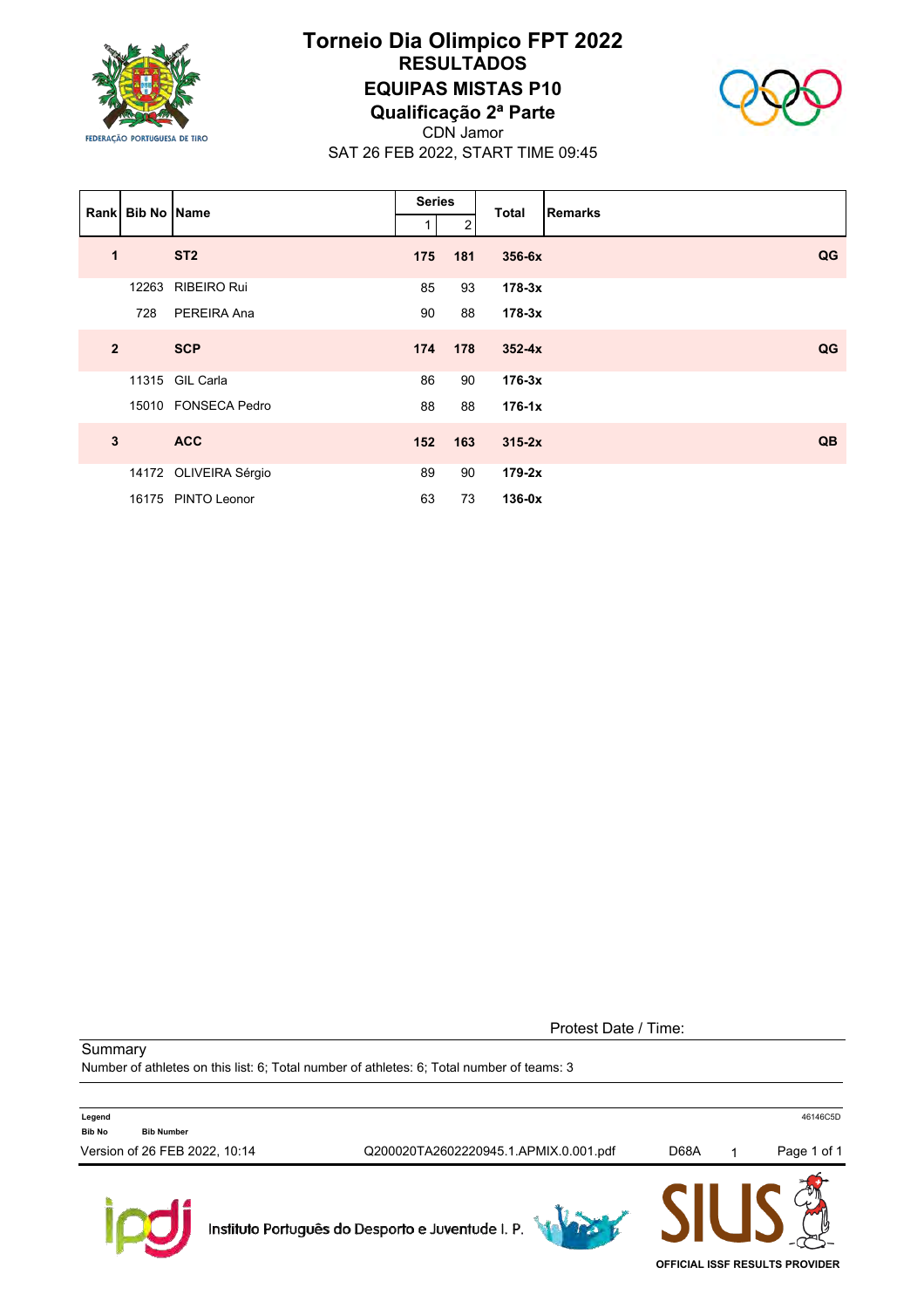# Torneio Dia Olimpico FPT 2022

## RESULTADOS

## EQUIPAS MISTAS P10

## Qualificação 2ª Parte

CDN Jamor

SAT 26 FEB 2022, START TIME 09:45

| Rank | Bib No | Name | Series 1 | Series 2 | Total | Remarks |
|---|---|---|---|---|---|---|
| **1** | | **ST2** | **175** | **181** | **356-6x** | **QG** |
| | 12263 | RIBEIRO Rui | 85 | 93 | **178-3x** | |
| | 728 | PEREIRA Ana | 90 | 88 | **178-3x** | |
| **2** | | **SCP** | **174** | **178** | **352-4x** | **QG** |
| | 11315 | GIL Carla | 86 | 90 | **176-3x** | |
| | 15010 | FONSECA Pedro | 88 | 88 | **176-1x** | |
| **3** | | **ACC** | **152** | **163** | **315-2x** | **QB** |
| | 14172 | OLIVEIRA Sérgio | 89 | 90 | **179-2x** | |
| | 16175 | PINTO Leonor | 63 | 73 | **136-0x** | |

Protest Date / Time:

Summary

Number of athletes on this list: 6; Total number of athletes: 6; Total number of teams: 3

**Legend**

**Bib No** **Bib Number**

46146C5D

Version of 26 FEB 2022, 10:14 Q200020TA2602220945.1.APMIX.0.001.pdf D68A 1

Instituto Português do Desporto e Juventude I. P.

OFFICIAL ISSF RESULTS PROVIDER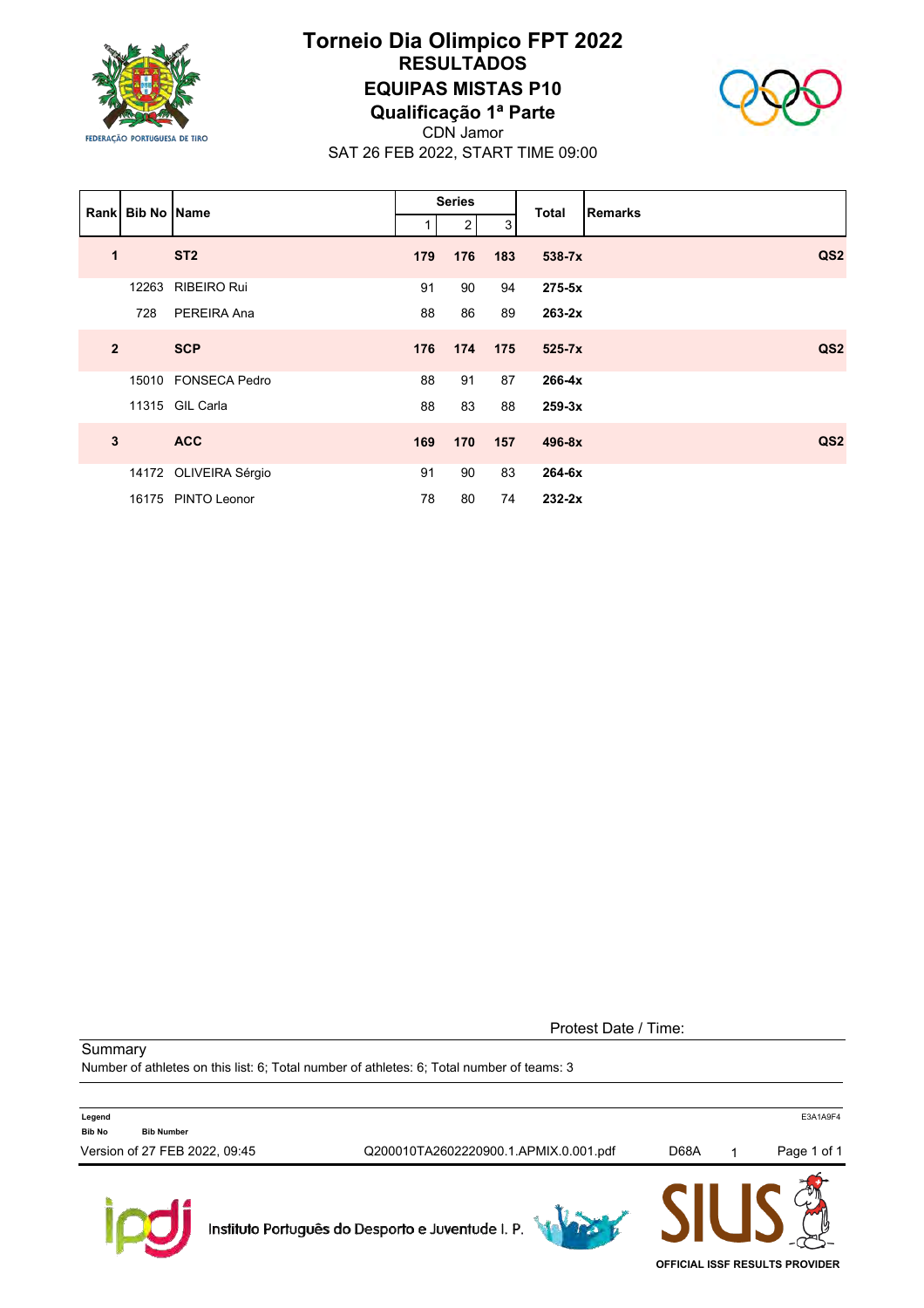# Torneio Dia Olimpico FPT 2022

## RESULTADOS

## EQUIPAS MISTAS P10

## Qualificação 1ª Parte

CDN Jamor

SAT 26 FEB 2022, START TIME 09:00

| Rank | Bib No | Name | Series | | | Total | Remarks |
|---|---|---|---|---|---|---|---|
| | | | 1 | 2 | 3 | | |
| **1** | | **ST2** | **179** | **176** | **183** | **538-7x** | **QS2** |
| | 12263 | RIBEIRO Rui | 91 | 90 | 94 | **275-5x** | |
| | 728 | PEREIRA Ana | 88 | 86 | 89 | **263-2x** | |
| **2** | | **SCP** | **176** | **174** | **175** | **525-7x** | **QS2** |
| | 15010 | FONSECA Pedro | 88 | 91 | 87 | **266-4x** | |
| | 11315 | GIL Carla | 88 | 83 | 88 | **259-3x** | |
| **3** | | **ACC** | **169** | **170** | **157** | **496-8x** | **QS2** |
| | 14172 | OLIVEIRA Sérgio | 91 | 90 | 83 | **264-6x** | |
| | 16175 | PINTO Leonor | 78 | 80 | 74 | **232-2x** | |

Protest Date / Time:

Summary

Number of athletes on this list: 6; Total number of athletes: 6; Total number of teams: 3

**Legend**

**Bib No** — **Bib Number**

E3A1A9F4

Version of 27 FEB 2022, 09:45 — Q200010TA2602220900.1.APMIX.0.001.pdf — D68A — 1

Instituto Português do Desporto e Juventude I. P.

OFFICIAL ISSF RESULTS PROVIDER